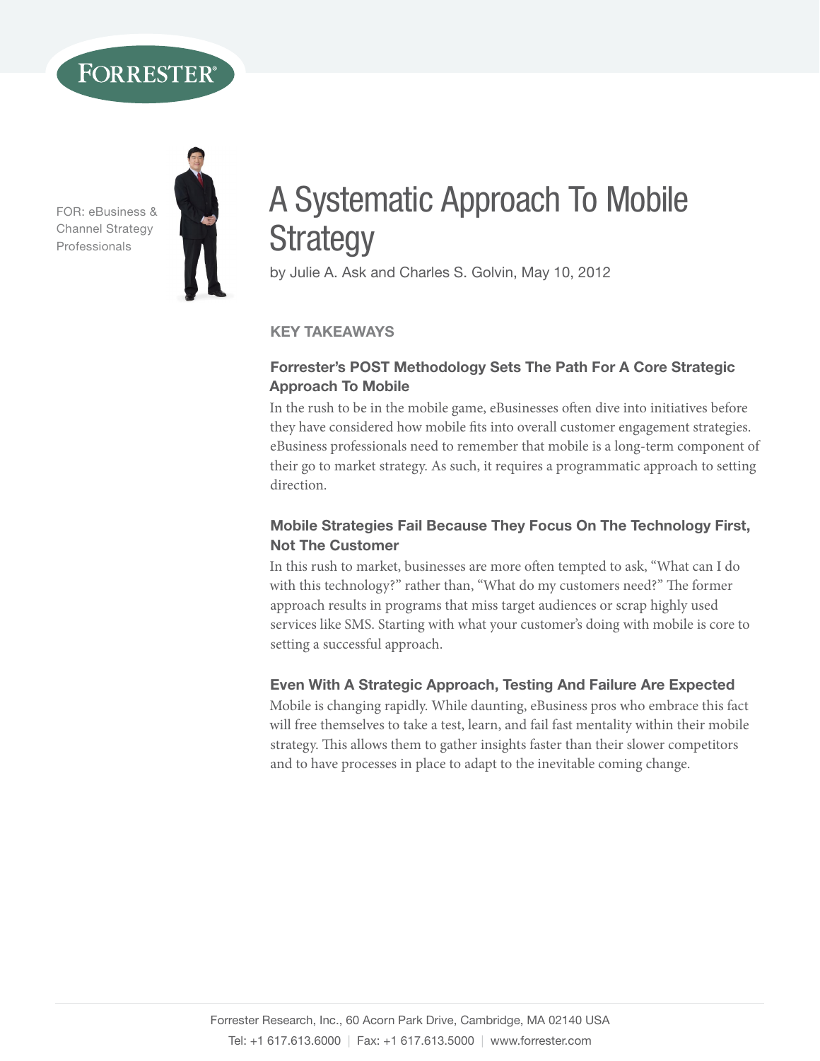FOR: eBusiness & Channel Strategy Professionals

# A Systematic Approach To Mobile Strategy

by Julie A. Ask and Charles S. Golvin, May 10, 2012

## KEY TAKEAWAYS

### Forrester's POST Methodology Sets The Path For A Core Strategic Approach To Mobile

In the rush to be in the mobile game, eBusinesses often dive into initiatives before they have considered how mobile fits into overall customer engagement strategies. eBusiness professionals need to remember that mobile is a long-term component of their go to market strategy. As such, it requires a programmatic approach to setting direction.

### Mobile Strategies Fail Because They Focus On The Technology First, Not The Customer

In this rush to market, businesses are more often tempted to ask, "What can I do with this technology?" rather than, "What do my customers need?" The former approach results in programs that miss target audiences or scrap highly used services like SMS. Starting with what your customer's doing with mobile is core to setting a successful approach.

### Even With A Strategic Approach, Testing And Failure Are Expected

Mobile is changing rapidly. While daunting, eBusiness pros who embrace this fact will free themselves to take a test, learn, and fail fast mentality within their mobile strategy. This allows them to gather insights faster than their slower competitors and to have processes in place to adapt to the inevitable coming change.

Forrester Research, Inc., 60 Acorn Park Drive, Cambridge, MA 02140 USA
Tel: +1 617.613.6000 | Fax: +1 617.613.5000 | www.forrester.com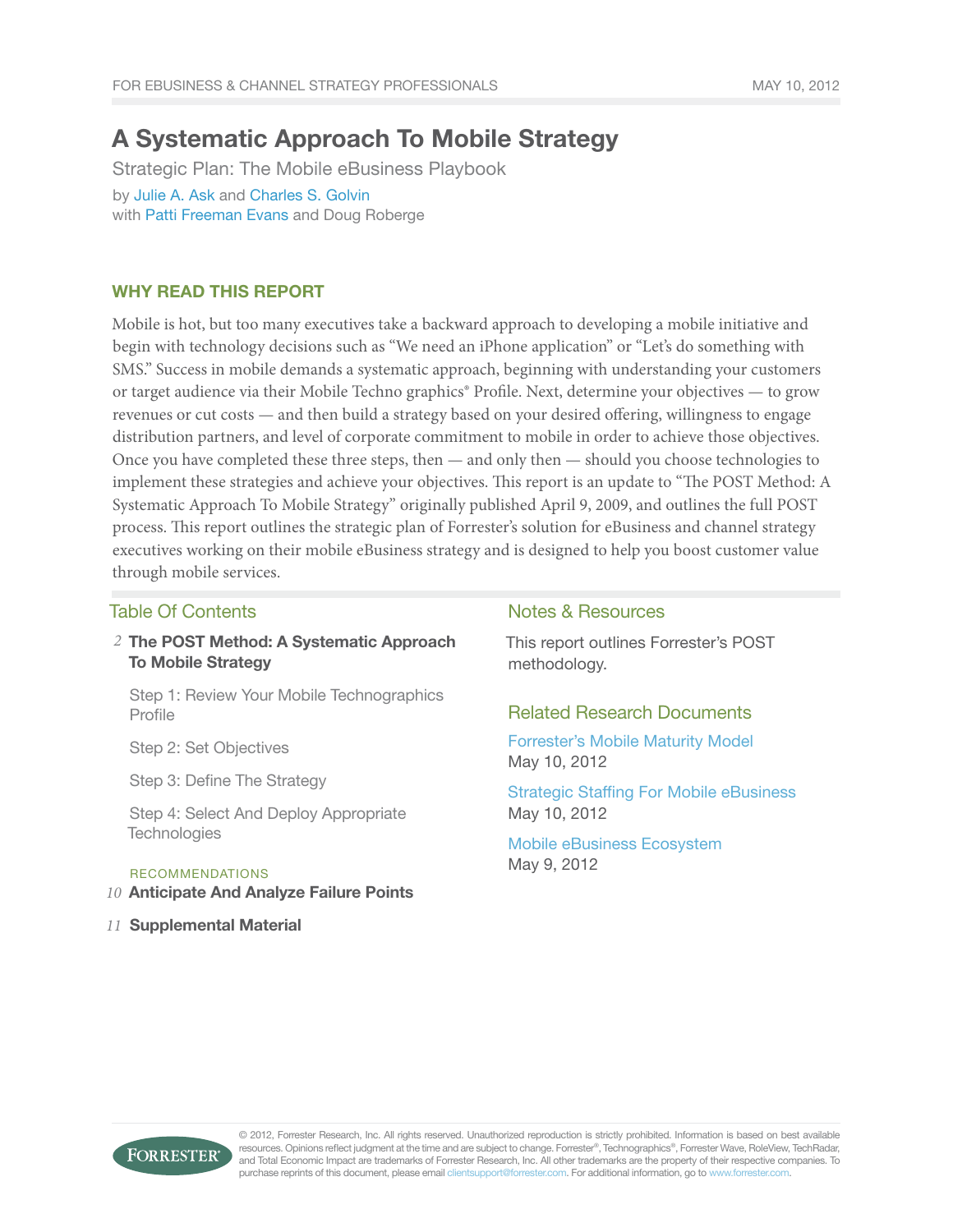FOR EBUSINESS & CHANNEL STRATEGY PROFESSIONALS — MAY 10, 2012

# A Systematic Approach To Mobile Strategy

Strategic Plan: The Mobile eBusiness Playbook

by Julie A. Ask and Charles S. Golvin
with Patti Freeman Evans and Doug Roberge

## WHY READ THIS REPORT

Mobile is hot, but too many executives take a backward approach to developing a mobile initiative and begin with technology decisions such as "We need an iPhone application" or "Let's do something with SMS." Success in mobile demands a systematic approach, beginning with understanding your customers or target audience via their Mobile Techno graphics® Profile. Next, determine your objectives — to grow revenues or cut costs — and then build a strategy based on your desired offering, willingness to engage distribution partners, and level of corporate commitment to mobile in order to achieve those objectives. Once you have completed these three steps, then — and only then — should you choose technologies to implement these strategies and achieve your objectives. This report is an update to "The POST Method: A Systematic Approach To Mobile Strategy" originally published April 9, 2009, and outlines the full POST process. This report outlines the strategic plan of Forrester's solution for eBusiness and channel strategy executives working on their mobile eBusiness strategy and is designed to help you boost customer value through mobile services.

## Table Of Contents

2 **The POST Method: A Systematic Approach To Mobile Strategy**

- Step 1: Review Your Mobile Technographics Profile
- Step 2: Set Objectives
- Step 3: Define The Strategy
- Step 4: Select And Deploy Appropriate Technologies

RECOMMENDATIONS

10 **Anticipate And Analyze Failure Points**

11 **Supplemental Material**

## Notes & Resources

This report outlines Forrester's POST methodology.

## Related Research Documents

Forrester's Mobile Maturity Model
May 10, 2012

Strategic Staffing For Mobile eBusiness
May 10, 2012

Mobile eBusiness Ecosystem
May 9, 2012

© 2012, Forrester Research, Inc. All rights reserved. Unauthorized reproduction is strictly prohibited. Information is based on best available resources. Opinions reflect judgment at the time and are subject to change. Forrester®, Technographics®, Forrester Wave, RoleView, TechRadar, and Total Economic Impact are trademarks of Forrester Research, Inc. All other trademarks are the property of their respective companies. To purchase reprints of this document, please email clientsupport@forrester.com. For additional information, go to www.forrester.com.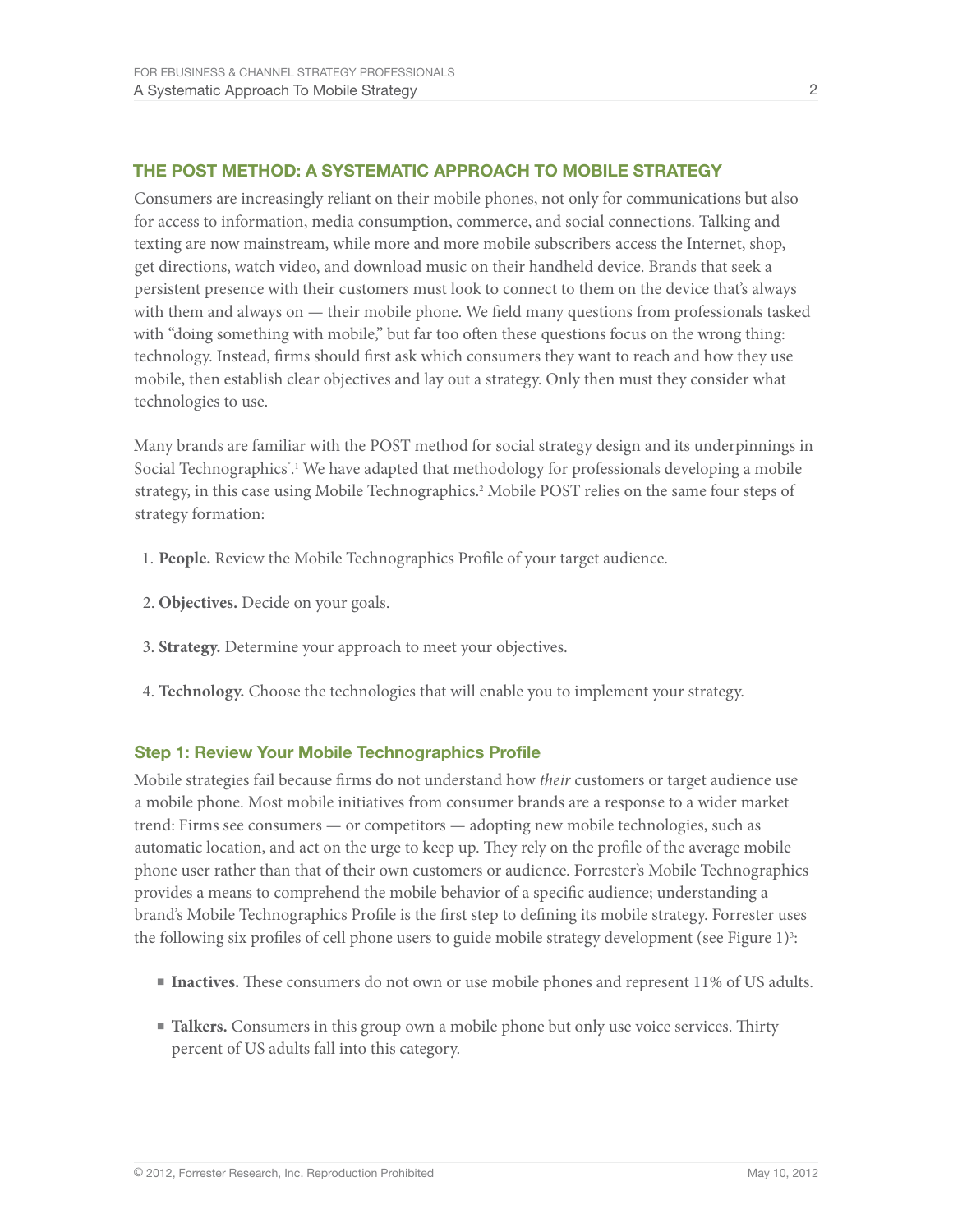## THE POST METHOD: A SYSTEMATIC APPROACH TO MOBILE STRATEGY

Consumers are increasingly reliant on their mobile phones, not only for communications but also for access to information, media consumption, commerce, and social connections. Talking and texting are now mainstream, while more and more mobile subscribers access the Internet, shop, get directions, watch video, and download music on their handheld device. Brands that seek a persistent presence with their customers must look to connect to them on the device that's always with them and always on — their mobile phone. We field many questions from professionals tasked with "doing something with mobile," but far too often these questions focus on the wrong thing: technology. Instead, firms should first ask which consumers they want to reach and how they use mobile, then establish clear objectives and lay out a strategy. Only then must they consider what technologies to use.

Many brands are familiar with the POST method for social strategy design and its underpinnings in Social Technographics®.[1] We have adapted that methodology for professionals developing a mobile strategy, in this case using Mobile Technographics.[2] Mobile POST relies on the same four steps of strategy formation:

1. **People.** Review the Mobile Technographics Profile of your target audience.

2. **Objectives.** Decide on your goals.

3. **Strategy.** Determine your approach to meet your objectives.

4. **Technology.** Choose the technologies that will enable you to implement your strategy.

### Step 1: Review Your Mobile Technographics Profile

Mobile strategies fail because firms do not understand how *their* customers or target audience use a mobile phone. Most mobile initiatives from consumer brands are a response to a wider market trend: Firms see consumers — or competitors — adopting new mobile technologies, such as automatic location, and act on the urge to keep up. They rely on the profile of the average mobile phone user rather than that of their own customers or audience. Forrester's Mobile Technographics provides a means to comprehend the mobile behavior of a specific audience; understanding a brand's Mobile Technographics Profile is the first step to defining its mobile strategy. Forrester uses the following six profiles of cell phone users to guide mobile strategy development (see Figure 1)[3]:

- **Inactives.** These consumers do not own or use mobile phones and represent 11% of US adults.

- **Talkers.** Consumers in this group own a mobile phone but only use voice services. Thirty percent of US adults fall into this category.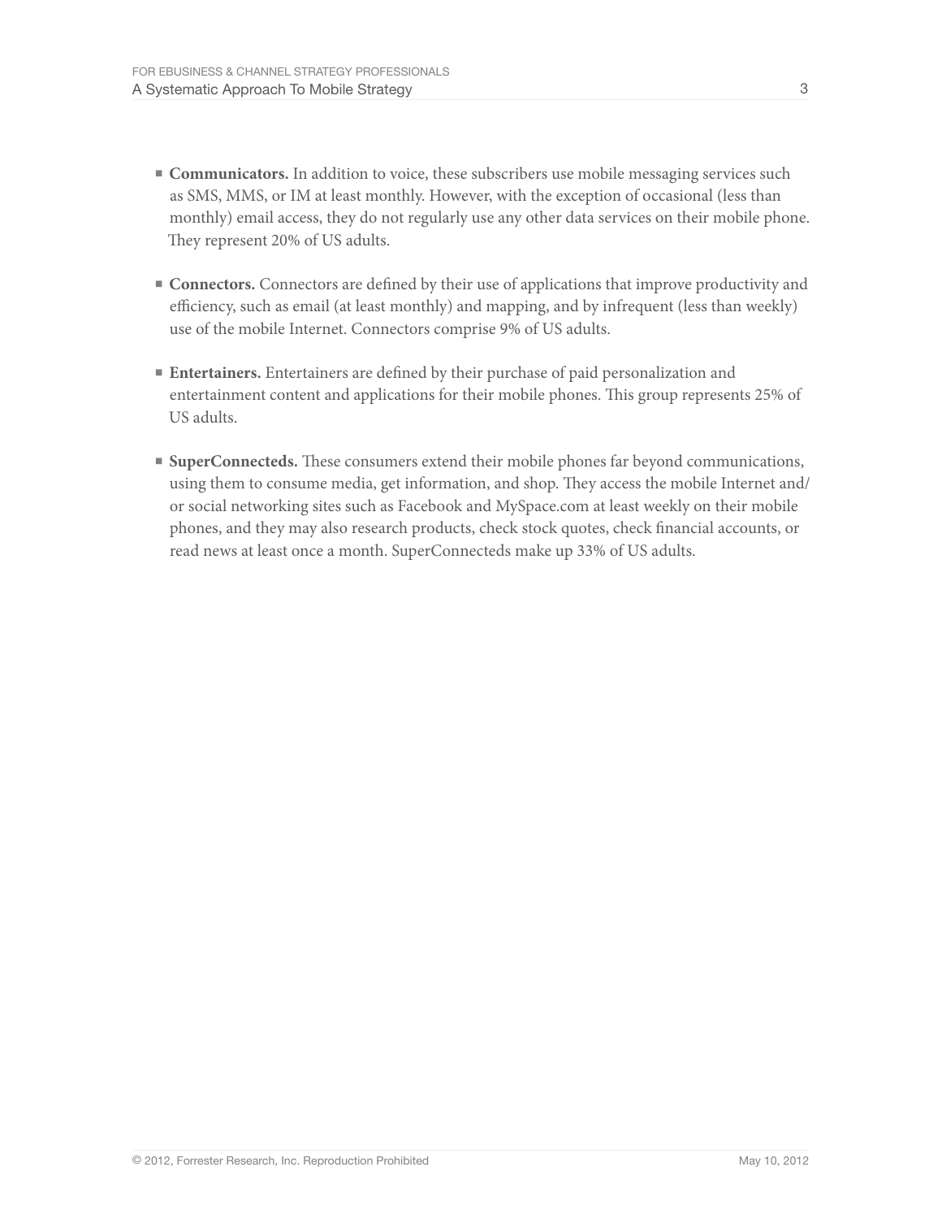- **Communicators.** In addition to voice, these subscribers use mobile messaging services such as SMS, MMS, or IM at least monthly. However, with the exception of occasional (less than monthly) email access, they do not regularly use any other data services on their mobile phone. They represent 20% of US adults.

- **Connectors.** Connectors are defined by their use of applications that improve productivity and efficiency, such as email (at least monthly) and mapping, and by infrequent (less than weekly) use of the mobile Internet. Connectors comprise 9% of US adults.

- **Entertainers.** Entertainers are defined by their purchase of paid personalization and entertainment content and applications for their mobile phones. This group represents 25% of US adults.

- **SuperConnecteds.** These consumers extend their mobile phones far beyond communications, using them to consume media, get information, and shop. They access the mobile Internet and/or social networking sites such as Facebook and MySpace.com at least weekly on their mobile phones, and they may also research products, check stock quotes, check financial accounts, or read news at least once a month. SuperConnecteds make up 33% of US adults.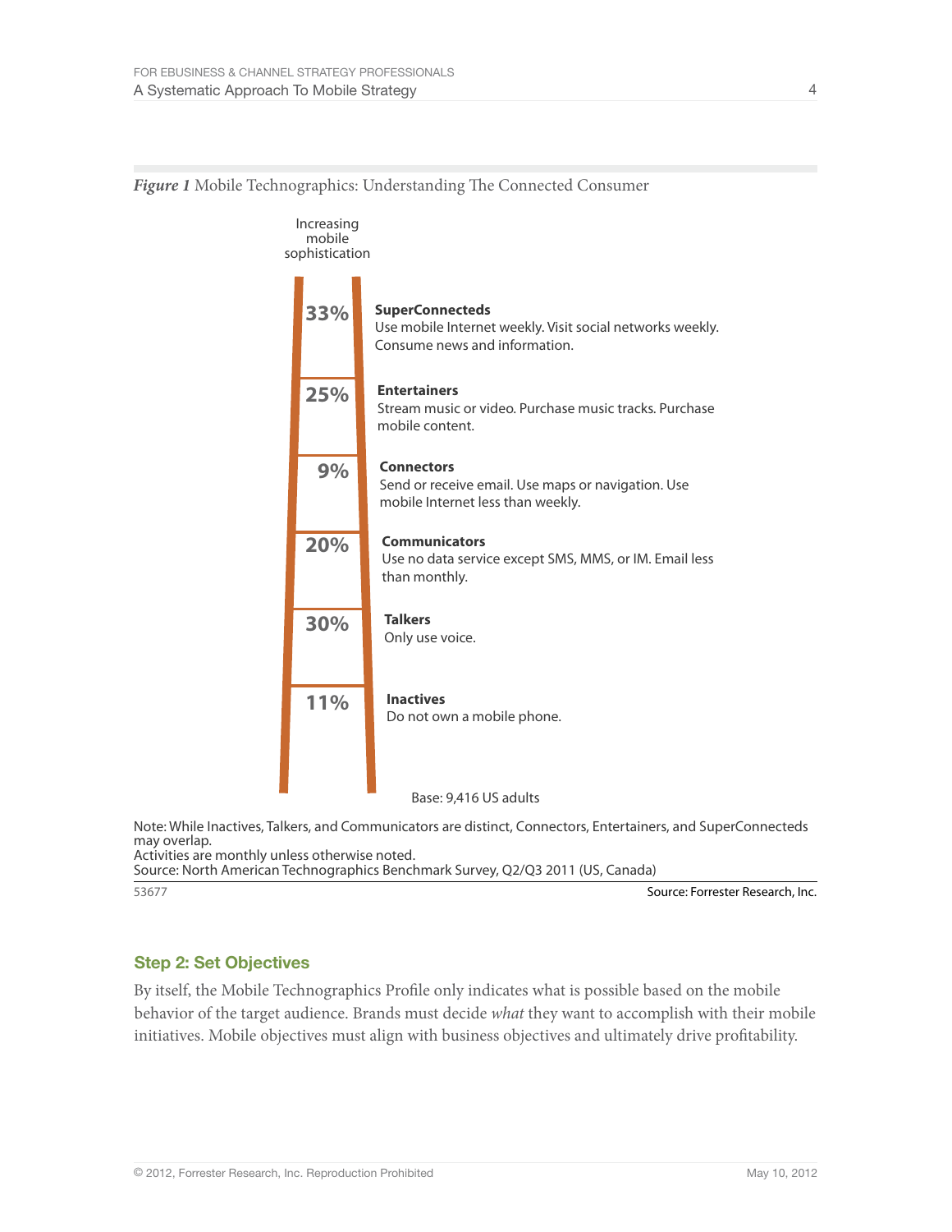*Figure 1* Mobile Technographics: Understanding The Connected Consumer

Increasing mobile sophistication

| | |
|---|---|
| 33% | **SuperConnecteds** Use mobile Internet weekly. Visit social networks weekly. Consume news and information. |
| 25% | **Entertainers** Stream music or video. Purchase music tracks. Purchase mobile content. |
| 9% | **Connectors** Send or receive email. Use maps or navigation. Use mobile Internet less than weekly. |
| 20% | **Communicators** Use no data service except SMS, MMS, or IM. Email less than monthly. |
| 30% | **Talkers** Only use voice. |
| 11% | **Inactives** Do not own a mobile phone. |

Base: 9,416 US adults

Note: While Inactives, Talkers, and Communicators are distinct, Connectors, Entertainers, and SuperConnecteds may overlap.
Activities are monthly unless otherwise noted.
Source: North American Technographics Benchmark Survey, Q2/Q3 2011 (US, Canada)

53677 Source: Forrester Research, Inc.

### Step 2: Set Objectives

By itself, the Mobile Technographics Profile only indicates what is possible based on the mobile behavior of the target audience. Brands must decide *what* they want to accomplish with their mobile initiatives. Mobile objectives must align with business objectives and ultimately drive profitability.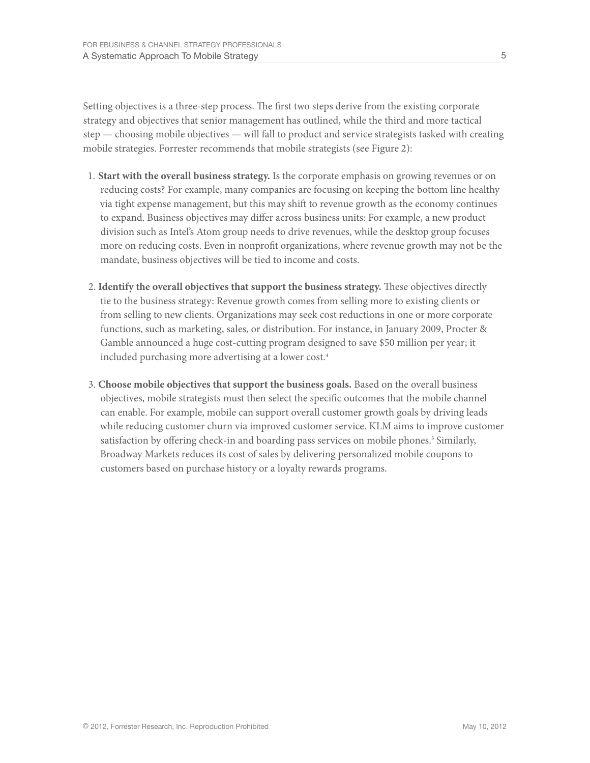Setting objectives is a three-step process. The first two steps derive from the existing corporate strategy and objectives that senior management has outlined, while the third and more tactical step — choosing mobile objectives — will fall to product and service strategists tasked with creating mobile strategies. Forrester recommends that mobile strategists (see Figure 2):

1. **Start with the overall business strategy.** Is the corporate emphasis on growing revenues or on reducing costs? For example, many companies are focusing on keeping the bottom line healthy via tight expense management, but this may shift to revenue growth as the economy continues to expand. Business objectives may differ across business units: For example, a new product division such as Intel's Atom group needs to drive revenues, while the desktop group focuses more on reducing costs. Even in nonprofit organizations, where revenue growth may not be the mandate, business objectives will be tied to income and costs.

2. **Identify the overall objectives that support the business strategy.** These objectives directly tie to the business strategy: Revenue growth comes from selling more to existing clients or from selling to new clients. Organizations may seek cost reductions in one or more corporate functions, such as marketing, sales, or distribution. For instance, in January 2009, Procter & Gamble announced a huge cost-cutting program designed to save $50 million per year; it included purchasing more advertising at a lower cost.[4]

3. **Choose mobile objectives that support the business goals.** Based on the overall business objectives, mobile strategists must then select the specific outcomes that the mobile channel can enable. For example, mobile can support overall customer growth goals by driving leads while reducing customer churn via improved customer service. KLM aims to improve customer satisfaction by offering check-in and boarding pass services on mobile phones.[5] Similarly, Broadway Markets reduces its cost of sales by delivering personalized mobile coupons to customers based on purchase history or a loyalty rewards programs.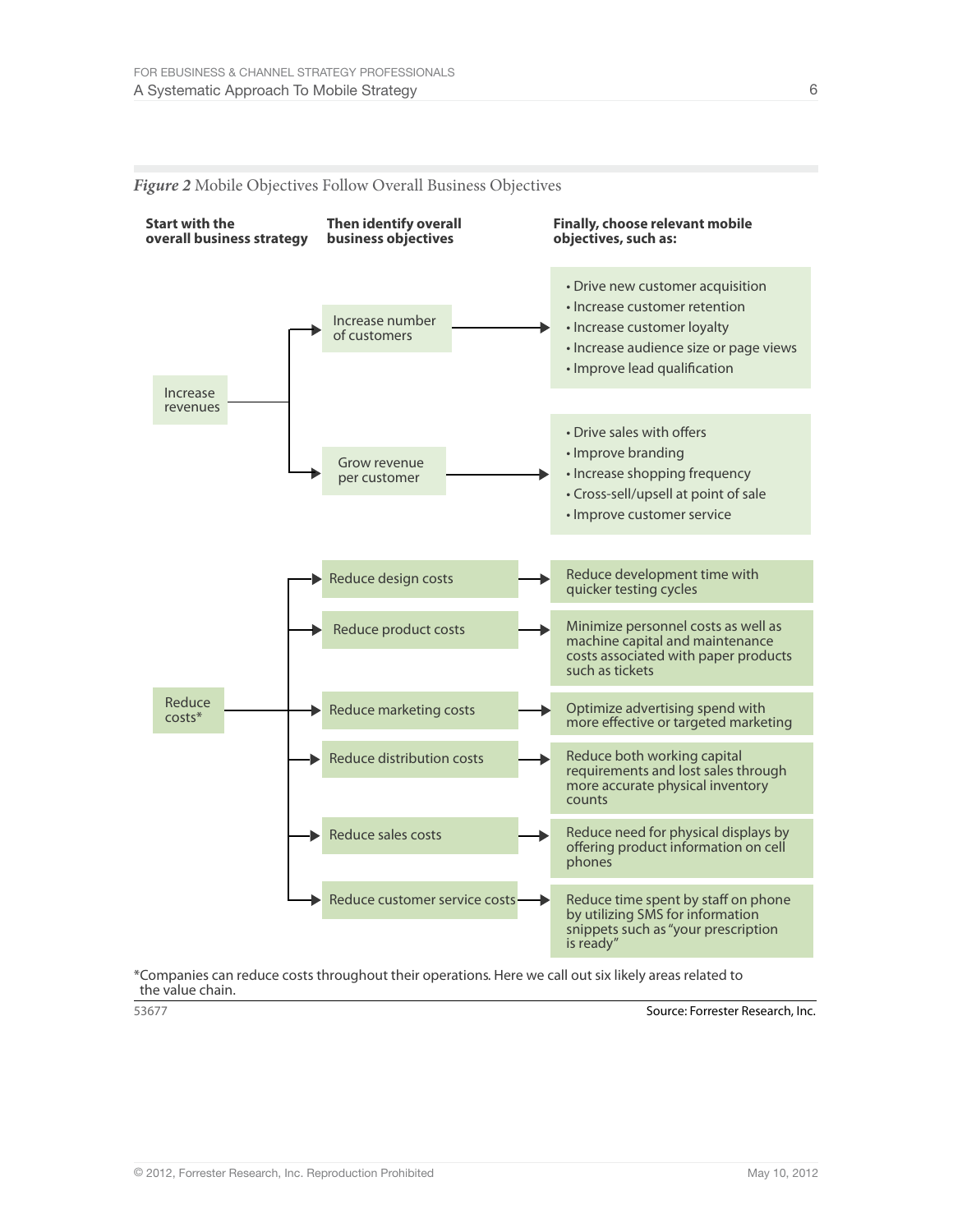*Figure 2* Mobile Objectives Follow Overall Business Objectives

| Start with the overall business strategy | Then identify overall business objectives | Finally, choose relevant mobile objectives, such as: |
|---|---|---|
| Increase revenues | Increase number of customers | • Drive new customer acquisition<br>• Increase customer retention<br>• Increase customer loyalty<br>• Increase audience size or page views<br>• Improve lead qualification |
| | Grow revenue per customer | • Drive sales with offers<br>• Improve branding<br>• Increase shopping frequency<br>• Cross-sell/upsell at point of sale<br>• Improve customer service |
| Reduce costs* | Reduce design costs | Reduce development time with quicker testing cycles |
| | Reduce product costs | Minimize personnel costs as well as machine capital and maintenance costs associated with paper products such as tickets |
| | Reduce marketing costs | Optimize advertising spend with more effective or targeted marketing |
| | Reduce distribution costs | Reduce both working capital requirements and lost sales through more accurate physical inventory counts |
| | Reduce sales costs | Reduce need for physical displays by offering product information on cell phones |
| | Reduce customer service costs | Reduce time spent by staff on phone by utilizing SMS for information snippets such as "your prescription is ready" |

*Companies can reduce costs throughout their operations. Here we call out six likely areas related to the value chain.

53677

Source: Forrester Research, Inc.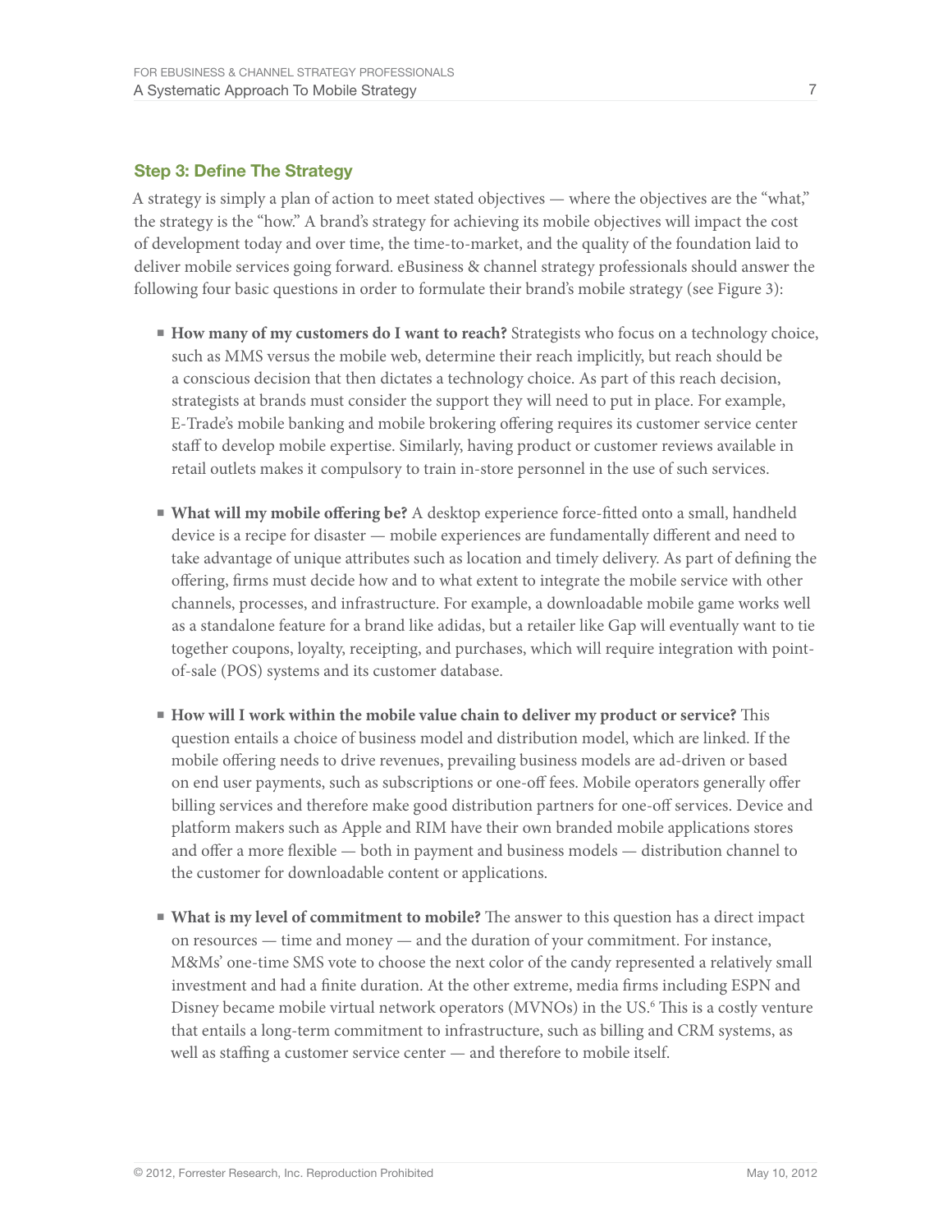## Step 3: Define The Strategy

A strategy is simply a plan of action to meet stated objectives — where the objectives are the "what," the strategy is the "how." A brand's strategy for achieving its mobile objectives will impact the cost of development today and over time, the time-to-market, and the quality of the foundation laid to deliver mobile services going forward. eBusiness & channel strategy professionals should answer the following four basic questions in order to formulate their brand's mobile strategy (see Figure 3):

- **How many of my customers do I want to reach?** Strategists who focus on a technology choice, such as MMS versus the mobile web, determine their reach implicitly, but reach should be a conscious decision that then dictates a technology choice. As part of this reach decision, strategists at brands must consider the support they will need to put in place. For example, E-Trade's mobile banking and mobile brokering offering requires its customer service center staff to develop mobile expertise. Similarly, having product or customer reviews available in retail outlets makes it compulsory to train in-store personnel in the use of such services.

- **What will my mobile offering be?** A desktop experience force-fitted onto a small, handheld device is a recipe for disaster — mobile experiences are fundamentally different and need to take advantage of unique attributes such as location and timely delivery. As part of defining the offering, firms must decide how and to what extent to integrate the mobile service with other channels, processes, and infrastructure. For example, a downloadable mobile game works well as a standalone feature for a brand like adidas, but a retailer like Gap will eventually want to tie together coupons, loyalty, receipting, and purchases, which will require integration with point-of-sale (POS) systems and its customer database.

- **How will I work within the mobile value chain to deliver my product or service?** This question entails a choice of business model and distribution model, which are linked. If the mobile offering needs to drive revenues, prevailing business models are ad-driven or based on end user payments, such as subscriptions or one-off fees. Mobile operators generally offer billing services and therefore make good distribution partners for one-off services. Device and platform makers such as Apple and RIM have their own branded mobile applications stores and offer a more flexible — both in payment and business models — distribution channel to the customer for downloadable content or applications.

- **What is my level of commitment to mobile?** The answer to this question has a direct impact on resources — time and money — and the duration of your commitment. For instance, M&Ms' one-time SMS vote to choose the next color of the candy represented a relatively small investment and had a finite duration. At the other extreme, media firms including ESPN and Disney became mobile virtual network operators (MVNOs) in the US.[6] This is a costly venture that entails a long-term commitment to infrastructure, such as billing and CRM systems, as well as staffing a customer service center — and therefore to mobile itself.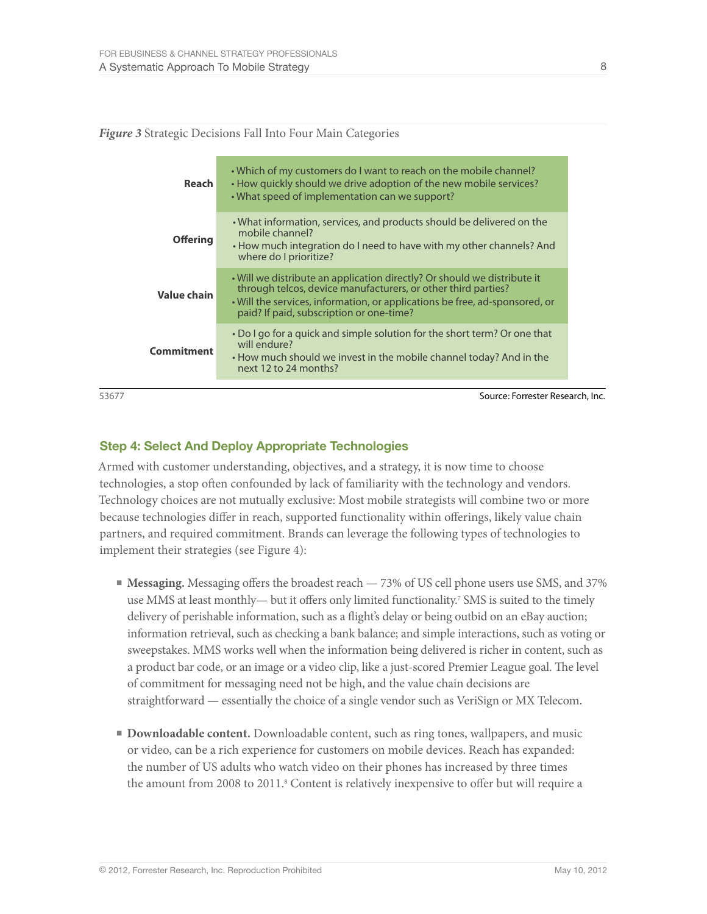*Figure 3* Strategic Decisions Fall Into Four Main Categories

| | |
|---|---|
| **Reach** | • Which of my customers do I want to reach on the mobile channel?<br>• How quickly should we drive adoption of the new mobile services?<br>• What speed of implementation can we support? |
| **Offering** | • What information, services, and products should be delivered on the mobile channel?<br>• How much integration do I need to have with my other channels? And where do I prioritize? |
| **Value chain** | • Will we distribute an application directly? Or should we distribute it through telcos, device manufacturers, or other third parties?<br>• Will the services, information, or applications be free, ad-sponsored, or paid? If paid, subscription or one-time? |
| **Commitment** | • Do I go for a quick and simple solution for the short term? Or one that will endure?<br>• How much should we invest in the mobile channel today? And in the next 12 to 24 months? |

53677 Source: Forrester Research, Inc.

### Step 4: Select And Deploy Appropriate Technologies

Armed with customer understanding, objectives, and a strategy, it is now time to choose technologies, a stop often confounded by lack of familiarity with the technology and vendors. Technology choices are not mutually exclusive: Most mobile strategists will combine two or more because technologies differ in reach, supported functionality within offerings, likely value chain partners, and required commitment. Brands can leverage the following types of technologies to implement their strategies (see Figure 4):

- **Messaging.** Messaging offers the broadest reach — 73% of US cell phone users use SMS, and 37% use MMS at least monthly— but it offers only limited functionality.[7] SMS is suited to the timely delivery of perishable information, such as a flight's delay or being outbid on an eBay auction; information retrieval, such as checking a bank balance; and simple interactions, such as voting or sweepstakes. MMS works well when the information being delivered is richer in content, such as a product bar code, or an image or a video clip, like a just-scored Premier League goal. The level of commitment for messaging need not be high, and the value chain decisions are straightforward — essentially the choice of a single vendor such as VeriSign or MX Telecom.

- **Downloadable content.** Downloadable content, such as ring tones, wallpapers, and music or video, can be a rich experience for customers on mobile devices. Reach has expanded: the number of US adults who watch video on their phones has increased by three times the amount from 2008 to 2011.[8] Content is relatively inexpensive to offer but will require a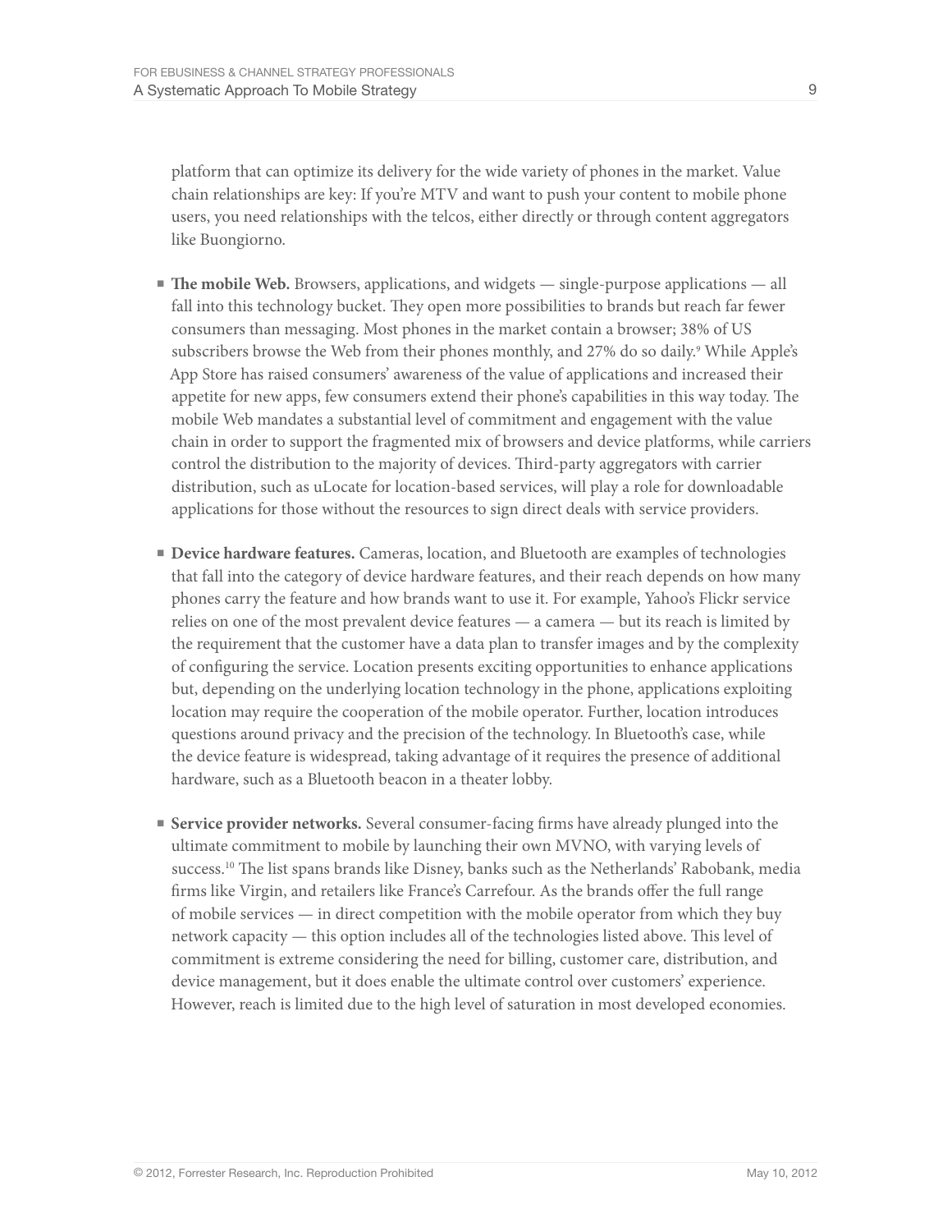platform that can optimize its delivery for the wide variety of phones in the market. Value chain relationships are key: If you're MTV and want to push your content to mobile phone users, you need relationships with the telcos, either directly or through content aggregators like Buongiorno.

- **The mobile Web.** Browsers, applications, and widgets — single-purpose applications — all fall into this technology bucket. They open more possibilities to brands but reach far fewer consumers than messaging. Most phones in the market contain a browser; 38% of US subscribers browse the Web from their phones monthly, and 27% do so daily.[9] While Apple's App Store has raised consumers' awareness of the value of applications and increased their appetite for new apps, few consumers extend their phone's capabilities in this way today. The mobile Web mandates a substantial level of commitment and engagement with the value chain in order to support the fragmented mix of browsers and device platforms, while carriers control the distribution to the majority of devices. Third-party aggregators with carrier distribution, such as uLocate for location-based services, will play a role for downloadable applications for those without the resources to sign direct deals with service providers.

- **Device hardware features.** Cameras, location, and Bluetooth are examples of technologies that fall into the category of device hardware features, and their reach depends on how many phones carry the feature and how brands want to use it. For example, Yahoo's Flickr service relies on one of the most prevalent device features — a camera — but its reach is limited by the requirement that the customer have a data plan to transfer images and by the complexity of configuring the service. Location presents exciting opportunities to enhance applications but, depending on the underlying location technology in the phone, applications exploiting location may require the cooperation of the mobile operator. Further, location introduces questions around privacy and the precision of the technology. In Bluetooth's case, while the device feature is widespread, taking advantage of it requires the presence of additional hardware, such as a Bluetooth beacon in a theater lobby.

- **Service provider networks.** Several consumer-facing firms have already plunged into the ultimate commitment to mobile by launching their own MVNO, with varying levels of success.[10] The list spans brands like Disney, banks such as the Netherlands' Rabobank, media firms like Virgin, and retailers like France's Carrefour. As the brands offer the full range of mobile services — in direct competition with the mobile operator from which they buy network capacity — this option includes all of the technologies listed above. This level of commitment is extreme considering the need for billing, customer care, distribution, and device management, but it does enable the ultimate control over customers' experience. However, reach is limited due to the high level of saturation in most developed economies.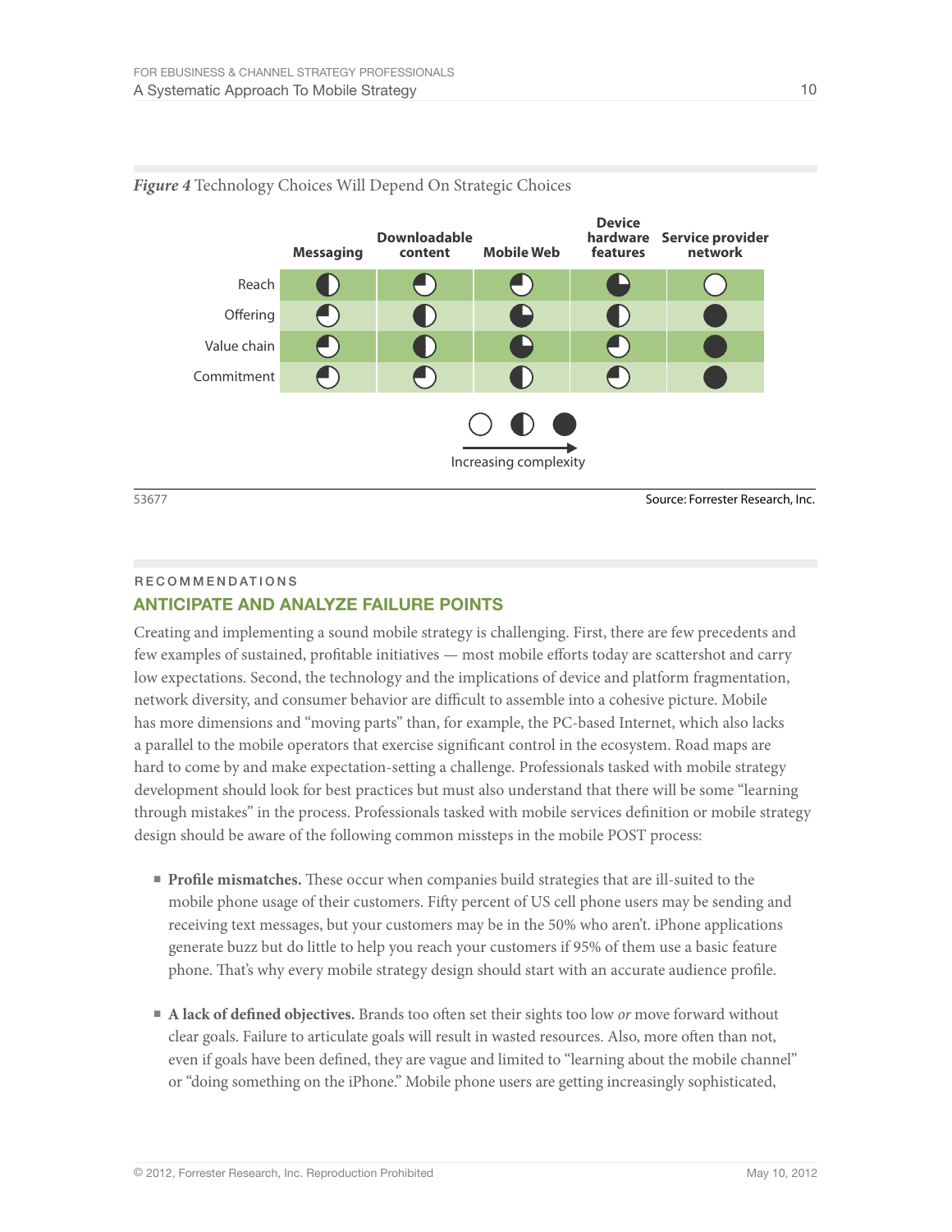*Figure 4* Technology Choices Will Depend On Strategic Choices

| | Messaging | Downloadable content | Mobile Web | Device hardware features | Service provider network |
|---|---|---|---|---|---|
| Reach | ◐ | ◔ | ◔ | ◕ | ○ |
| Offering | ◔ | ◐ | ◕ | ◐ | ● |
| Value chain | ◔ | ◐ | ◕ | ◔ | ● |
| Commitment | ◔ | ◔ | ◐ | ◔ | ● |

○ ◐ ● → Increasing complexity

53677

Source: Forrester Research, Inc.

RECOMMENDATIONS

## ANTICIPATE AND ANALYZE FAILURE POINTS

Creating and implementing a sound mobile strategy is challenging. First, there are few precedents and few examples of sustained, profitable initiatives — most mobile efforts today are scattershot and carry low expectations. Second, the technology and the implications of device and platform fragmentation, network diversity, and consumer behavior are difficult to assemble into a cohesive picture. Mobile has more dimensions and "moving parts" than, for example, the PC-based Internet, which also lacks a parallel to the mobile operators that exercise significant control in the ecosystem. Road maps are hard to come by and make expectation-setting a challenge. Professionals tasked with mobile strategy development should look for best practices but must also understand that there will be some "learning through mistakes" in the process. Professionals tasked with mobile services definition or mobile strategy design should be aware of the following common missteps in the mobile POST process:

- **Profile mismatches.** These occur when companies build strategies that are ill-suited to the mobile phone usage of their customers. Fifty percent of US cell phone users may be sending and receiving text messages, but your customers may be in the 50% who aren't. iPhone applications generate buzz but do little to help you reach your customers if 95% of them use a basic feature phone. That's why every mobile strategy design should start with an accurate audience profile.

- **A lack of defined objectives.** Brands too often set their sights too low *or* move forward without clear goals. Failure to articulate goals will result in wasted resources. Also, more often than not, even if goals have been defined, they are vague and limited to "learning about the mobile channel" or "doing something on the iPhone." Mobile phone users are getting increasingly sophisticated,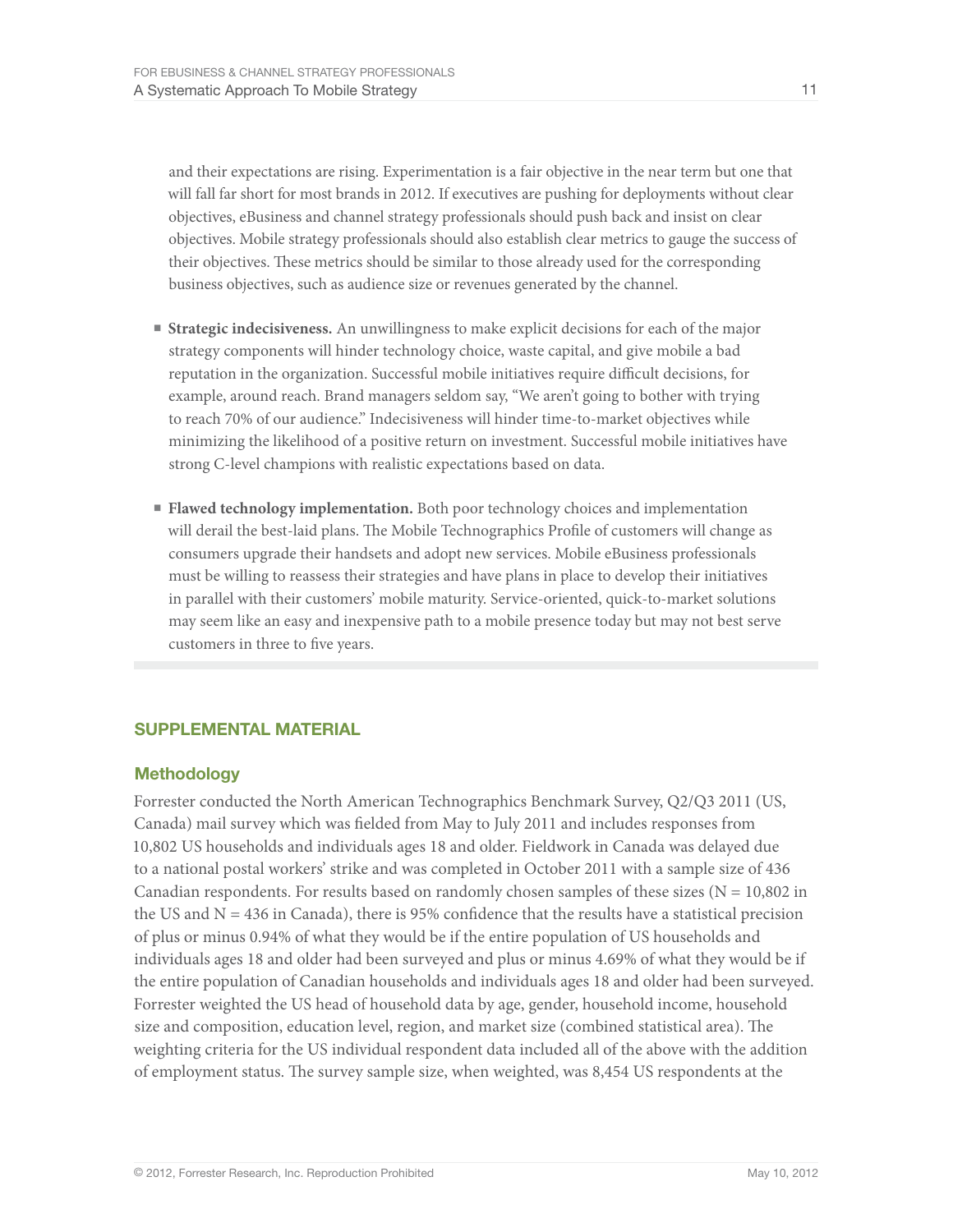and their expectations are rising. Experimentation is a fair objective in the near term but one that will fall far short for most brands in 2012. If executives are pushing for deployments without clear objectives, eBusiness and channel strategy professionals should push back and insist on clear objectives. Mobile strategy professionals should also establish clear metrics to gauge the success of their objectives. These metrics should be similar to those already used for the corresponding business objectives, such as audience size or revenues generated by the channel.

- **Strategic indecisiveness.** An unwillingness to make explicit decisions for each of the major strategy components will hinder technology choice, waste capital, and give mobile a bad reputation in the organization. Successful mobile initiatives require difficult decisions, for example, around reach. Brand managers seldom say, "We aren't going to bother with trying to reach 70% of our audience." Indecisiveness will hinder time-to-market objectives while minimizing the likelihood of a positive return on investment. Successful mobile initiatives have strong C-level champions with realistic expectations based on data.

- **Flawed technology implementation.** Both poor technology choices and implementation will derail the best-laid plans. The Mobile Technographics Profile of customers will change as consumers upgrade their handsets and adopt new services. Mobile eBusiness professionals must be willing to reassess their strategies and have plans in place to develop their initiatives in parallel with their customers' mobile maturity. Service-oriented, quick-to-market solutions may seem like an easy and inexpensive path to a mobile presence today but may not best serve customers in three to five years.

## SUPPLEMENTAL MATERIAL

### Methodology

Forrester conducted the North American Technographics Benchmark Survey, Q2/Q3 2011 (US, Canada) mail survey which was fielded from May to July 2011 and includes responses from 10,802 US households and individuals ages 18 and older. Fieldwork in Canada was delayed due to a national postal workers' strike and was completed in October 2011 with a sample size of 436 Canadian respondents. For results based on randomly chosen samples of these sizes (N = 10,802 in the US and N = 436 in Canada), there is 95% confidence that the results have a statistical precision of plus or minus 0.94% of what they would be if the entire population of US households and individuals ages 18 and older had been surveyed and plus or minus 4.69% of what they would be if the entire population of Canadian households and individuals ages 18 and older had been surveyed. Forrester weighted the US head of household data by age, gender, household income, household size and composition, education level, region, and market size (combined statistical area). The weighting criteria for the US individual respondent data included all of the above with the addition of employment status. The survey sample size, when weighted, was 8,454 US respondents at the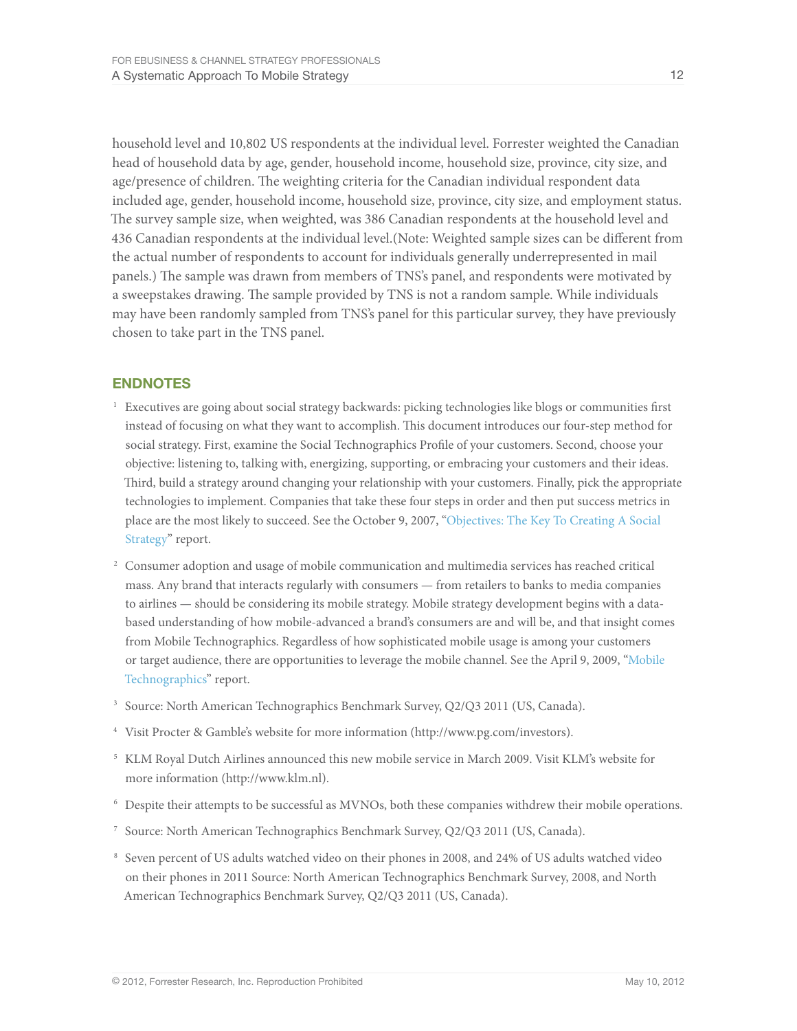household level and 10,802 US respondents at the individual level. Forrester weighted the Canadian head of household data by age, gender, household income, household size, province, city size, and age/presence of children. The weighting criteria for the Canadian individual respondent data included age, gender, household income, household size, province, city size, and employment status. The survey sample size, when weighted, was 386 Canadian respondents at the household level and 436 Canadian respondents at the individual level.(Note: Weighted sample sizes can be different from the actual number of respondents to account for individuals generally underrepresented in mail panels.) The sample was drawn from members of TNS's panel, and respondents were motivated by a sweepstakes drawing. The sample provided by TNS is not a random sample. While individuals may have been randomly sampled from TNS's panel for this particular survey, they have previously chosen to take part in the TNS panel.

## ENDNOTES

[1] Executives are going about social strategy backwards: picking technologies like blogs or communities first instead of focusing on what they want to accomplish. This document introduces our four-step method for social strategy. First, examine the Social Technographics Profile of your customers. Second, choose your objective: listening to, talking with, energizing, supporting, or embracing your customers and their ideas. Third, build a strategy around changing your relationship with your customers. Finally, pick the appropriate technologies to implement. Companies that take these four steps in order and then put success metrics in place are the most likely to succeed. See the October 9, 2007, "Objectives: The Key To Creating A Social Strategy" report.

[2] Consumer adoption and usage of mobile communication and multimedia services has reached critical mass. Any brand that interacts regularly with consumers — from retailers to banks to media companies to airlines — should be considering its mobile strategy. Mobile strategy development begins with a data-based understanding of how mobile-advanced a brand's consumers are and will be, and that insight comes from Mobile Technographics. Regardless of how sophisticated mobile usage is among your customers or target audience, there are opportunities to leverage the mobile channel. See the April 9, 2009, "Mobile Technographics" report.

[3] Source: North American Technographics Benchmark Survey, Q2/Q3 2011 (US, Canada).

[4] Visit Procter & Gamble's website for more information (http://www.pg.com/investors).

[5] KLM Royal Dutch Airlines announced this new mobile service in March 2009. Visit KLM's website for more information (http://www.klm.nl).

[6] Despite their attempts to be successful as MVNOs, both these companies withdrew their mobile operations.

[7] Source: North American Technographics Benchmark Survey, Q2/Q3 2011 (US, Canada).

[8] Seven percent of US adults watched video on their phones in 2008, and 24% of US adults watched video on their phones in 2011 Source: North American Technographics Benchmark Survey, 2008, and North American Technographics Benchmark Survey, Q2/Q3 2011 (US, Canada).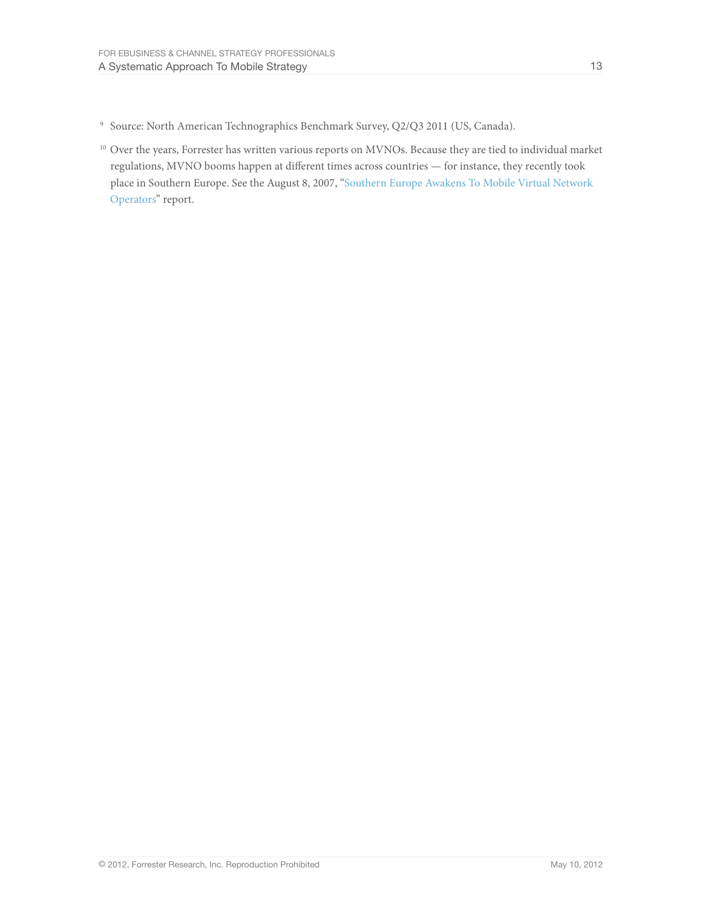[9] Source: North American Technographics Benchmark Survey, Q2/Q3 2011 (US, Canada).

[10] Over the years, Forrester has written various reports on MVNOs. Because they are tied to individual market regulations, MVNO booms happen at different times across countries — for instance, they recently took place in Southern Europe. See the August 8, 2007, "Southern Europe Awakens To Mobile Virtual Network Operators" report.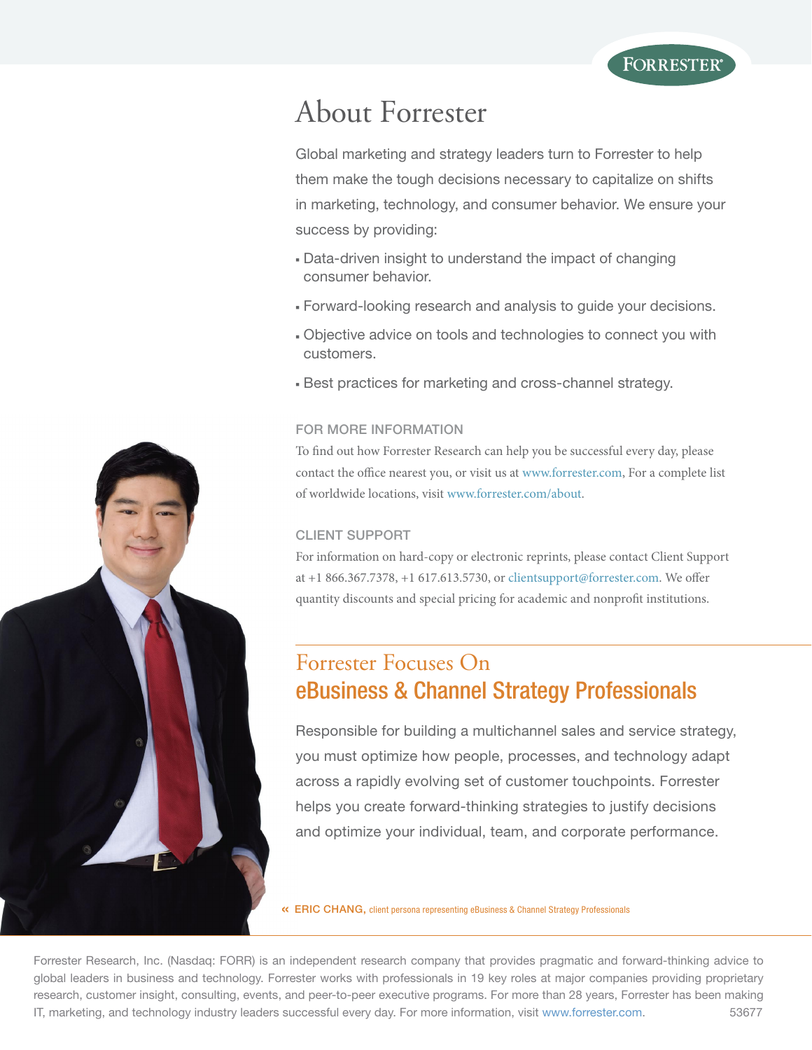FORRESTER®

# About Forrester

Global marketing and strategy leaders turn to Forrester to help them make the tough decisions necessary to capitalize on shifts in marketing, technology, and consumer behavior. We ensure your success by providing:

- Data-driven insight to understand the impact of changing consumer behavior.
- Forward-looking research and analysis to guide your decisions.
- Objective advice on tools and technologies to connect you with customers.
- Best practices for marketing and cross-channel strategy.

### FOR MORE INFORMATION

To find out how Forrester Research can help you be successful every day, please contact the office nearest you, or visit us at www.forrester.com, For a complete list of worldwide locations, visit www.forrester.com/about.

### CLIENT SUPPORT

For information on hard-copy or electronic reprints, please contact Client Support at +1 866.367.7378, +1 617.613.5730, or clientsupport@forrester.com. We offer quantity discounts and special pricing for academic and nonprofit institutions.

## Forrester Focuses On eBusiness & Channel Strategy Professionals

Responsible for building a multichannel sales and service strategy, you must optimize how people, processes, and technology adapt across a rapidly evolving set of customer touchpoints. Forrester helps you create forward-thinking strategies to justify decisions and optimize your individual, team, and corporate performance.

« ERIC CHANG, client persona representing eBusiness & Channel Strategy Professionals

Forrester Research, Inc. (Nasdaq: FORR) is an independent research company that provides pragmatic and forward-thinking advice to global leaders in business and technology. Forrester works with professionals in 19 key roles at major companies providing proprietary research, customer insight, consulting, events, and peer-to-peer executive programs. For more than 28 years, Forrester has been making IT, marketing, and technology industry leaders successful every day. For more information, visit www.forrester.com. 53677